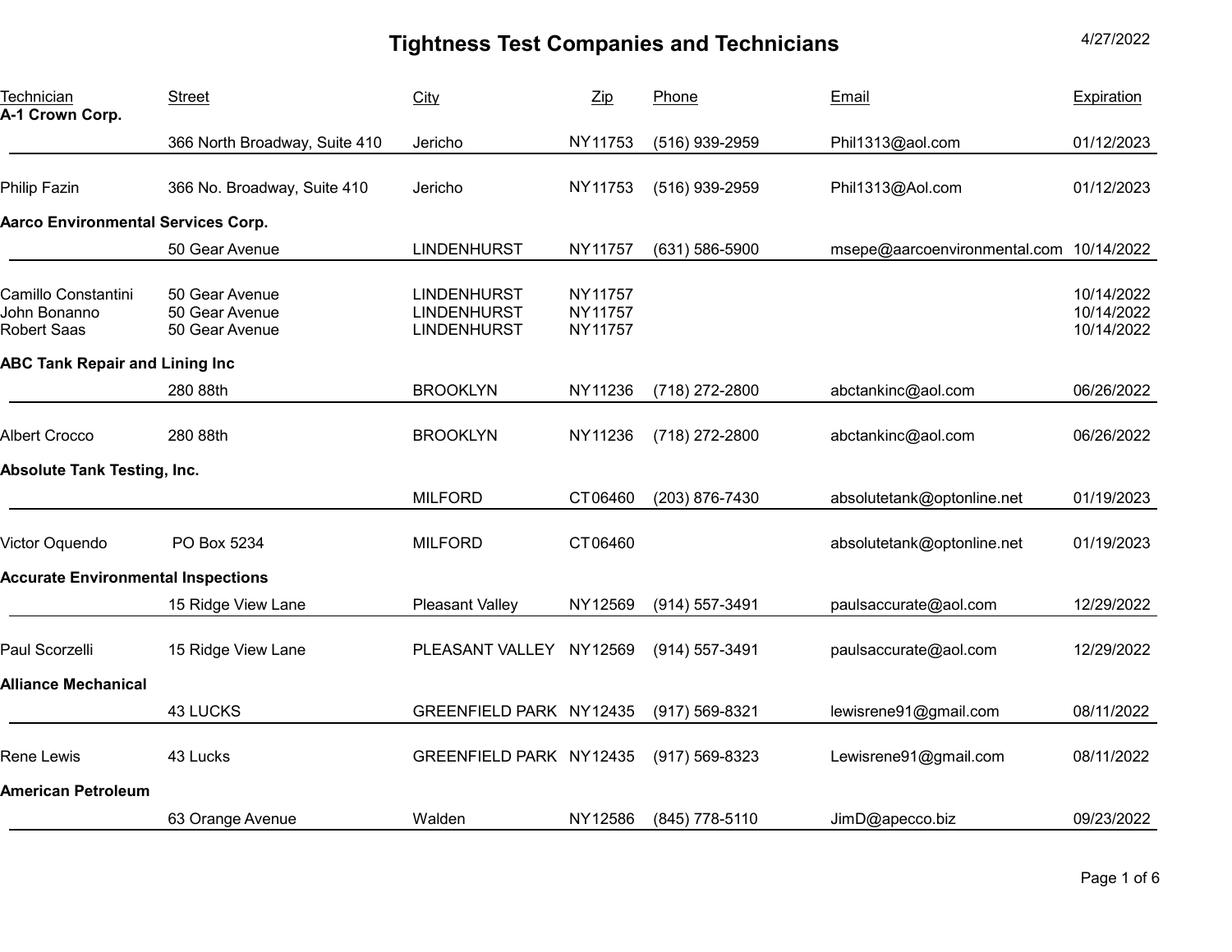# Tightness Test Companies and Technicians

4/27/2022

| Technician | Street | City | Zip | Phone | Email | Expiration |
|---|---|---|---|---|---|---|
| **A-1 Crown Corp.** | | | | | | |
| | 366 North Broadway, Suite 410 | Jericho | NY 11753 | (516) 939-2959 | Phil1313@aol.com | 01/12/2023 |
| Philip Fazin | 366 No. Broadway, Suite 410 | Jericho | NY 11753 | (516) 939-2959 | Phil1313@Aol.com | 01/12/2023 |
| **Aarco Environmental Services Corp.** | | | | | | |
| | 50 Gear Avenue | LINDENHURST | NY 11757 | (631) 586-5900 | msepe@aarcoenvironmental.com | 10/14/2022 |
| Camillo Constantini | 50 Gear Avenue | LINDENHURST | NY 11757 | | | 10/14/2022 |
| John Bonanno | 50 Gear Avenue | LINDENHURST | NY 11757 | | | 10/14/2022 |
| Robert Saas | 50 Gear Avenue | LINDENHURST | NY 11757 | | | 10/14/2022 |
| **ABC Tank Repair and Lining Inc** | | | | | | |
| | 280 88th | BROOKLYN | NY 11236 | (718) 272-2800 | abctankinc@aol.com | 06/26/2022 |
| Albert Crocco | 280 88th | BROOKLYN | NY 11236 | (718) 272-2800 | abctankinc@aol.com | 06/26/2022 |
| **Absolute Tank Testing, Inc.** | | | | | | |
| | | MILFORD | CT 06460 | (203) 876-7430 | absolutetank@optonline.net | 01/19/2023 |
| Victor Oquendo | PO Box 5234 | MILFORD | CT 06460 | | absolutetank@optonline.net | 01/19/2023 |
| **Accurate Environmental Inspections** | | | | | | |
| | 15 Ridge View Lane | Pleasant Valley | NY 12569 | (914) 557-3491 | paulsaccurate@aol.com | 12/29/2022 |
| Paul Scorzelli | 15 Ridge View Lane | PLEASANT VALLEY | NY 12569 | (914) 557-3491 | paulsaccurate@aol.com | 12/29/2022 |
| **Alliance Mechanical** | | | | | | |
| | 43 LUCKS | GREENFIELD PARK | NY 12435 | (917) 569-8321 | lewisrene91@gmail.com | 08/11/2022 |
| Rene Lewis | 43 Lucks | GREENFIELD PARK | NY 12435 | (917) 569-8323 | Lewisrene91@gmail.com | 08/11/2022 |
| **American Petroleum** | | | | | | |
| | 63 Orange Avenue | Walden | NY 12586 | (845) 778-5110 | JimD@apecco.biz | 09/23/2022 |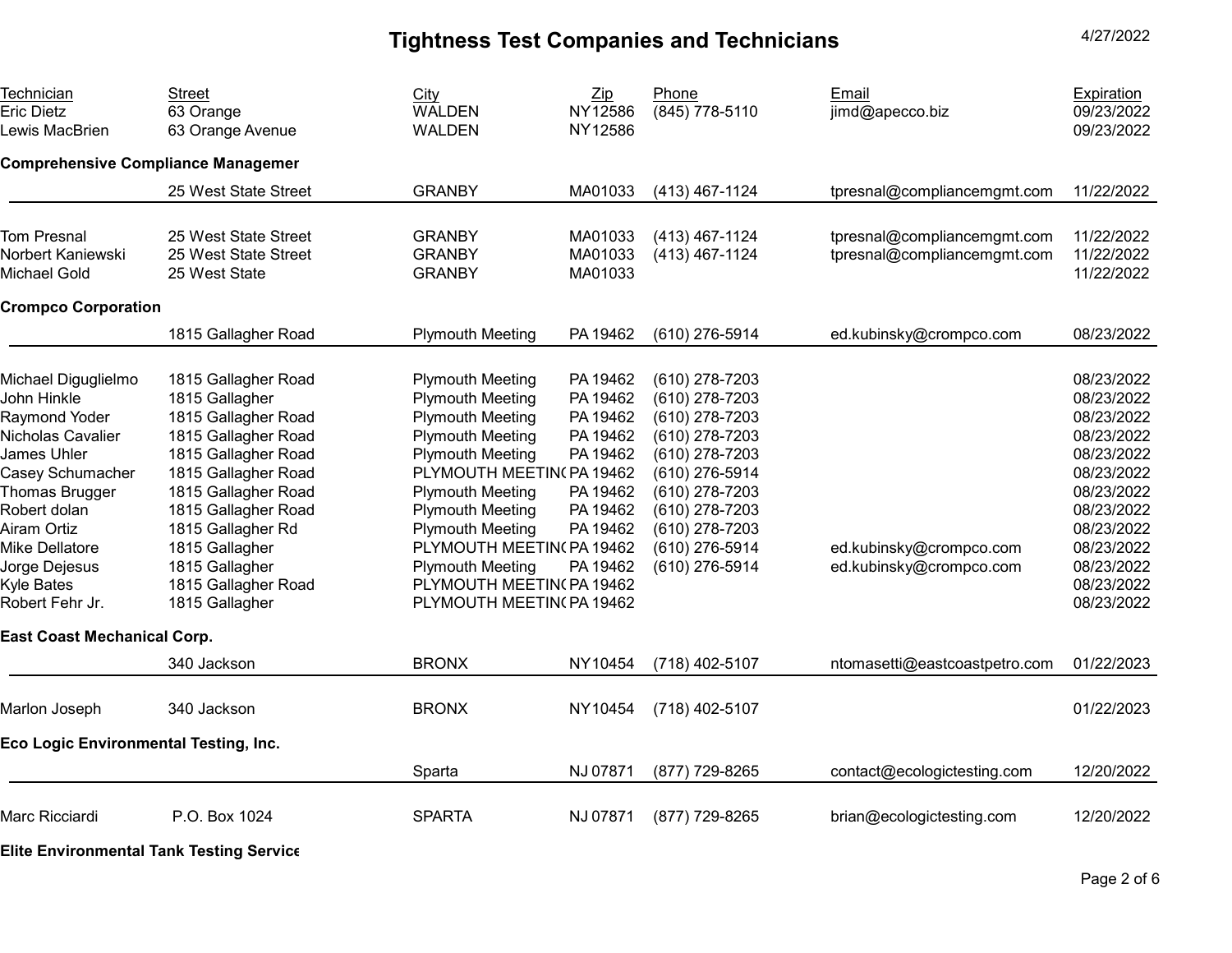# Tightness Test Companies and Technicians

4/27/2022

| Technician | Street | City | Zip | Phone | Email | Expiration |
|---|---|---|---|---|---|---|
| Eric Dietz | 63 Orange | WALDEN | NY12586 | (845) 778-5110 | jimd@apecco.biz | 09/23/2022 |
| Lewis MacBrien | 63 Orange Avenue | WALDEN | NY12586 | | | 09/23/2022 |

**Comprehensive Compliance Managemer**

| Technician | Street | City | Zip | Phone | Email | Expiration |
|---|---|---|---|---|---|---|
| | 25 West State Street | GRANBY | MA01033 | (413) 467-1124 | tpresnal@compliancemgmt.com | 11/22/2022 |
| Tom Presnal | 25 West State Street | GRANBY | MA01033 | (413) 467-1124 | tpresnal@compliancemgmt.com | 11/22/2022 |
| Norbert Kaniewski | 25 West State Street | GRANBY | MA01033 | (413) 467-1124 | tpresnal@compliancemgmt.com | 11/22/2022 |
| Michael Gold | 25 West State | GRANBY | MA01033 | | | 11/22/2022 |

**Crompco Corporation**

| Technician | Street | City | Zip | Phone | Email | Expiration |
|---|---|---|---|---|---|---|
| | 1815 Gallagher Road | Plymouth Meeting | PA 19462 | (610) 276-5914 | ed.kubinsky@crompco.com | 08/23/2022 |
| Michael Diguglielmo | 1815 Gallagher Road | Plymouth Meeting | PA 19462 | (610) 278-7203 | | 08/23/2022 |
| John Hinkle | 1815 Gallagher | Plymouth Meeting | PA 19462 | (610) 278-7203 | | 08/23/2022 |
| Raymond Yoder | 1815 Gallagher Road | Plymouth Meeting | PA 19462 | (610) 278-7203 | | 08/23/2022 |
| Nicholas Cavalier | 1815 Gallagher Road | Plymouth Meeting | PA 19462 | (610) 278-7203 | | 08/23/2022 |
| James Uhler | 1815 Gallagher Road | Plymouth Meeting | PA 19462 | (610) 278-7203 | | 08/23/2022 |
| Casey Schumacher | 1815 Gallagher Road | PLYMOUTH MEETIN( | PA 19462 | (610) 276-5914 | | 08/23/2022 |
| Thomas Brugger | 1815 Gallagher Road | Plymouth Meeting | PA 19462 | (610) 278-7203 | | 08/23/2022 |
| Robert dolan | 1815 Gallagher Road | Plymouth Meeting | PA 19462 | (610) 278-7203 | | 08/23/2022 |
| Airam Ortiz | 1815 Gallagher Rd | Plymouth Meeting | PA 19462 | (610) 278-7203 | | 08/23/2022 |
| Mike Dellatore | 1815 Gallagher | PLYMOUTH MEETIN( | PA 19462 | (610) 276-5914 | ed.kubinsky@crompco.com | 08/23/2022 |
| Jorge Dejesus | 1815 Gallagher | Plymouth Meeting | PA 19462 | (610) 276-5914 | ed.kubinsky@crompco.com | 08/23/2022 |
| Kyle Bates | 1815 Gallagher Road | PLYMOUTH MEETIN( | PA 19462 | | | 08/23/2022 |
| Robert Fehr Jr. | 1815 Gallagher | PLYMOUTH MEETIN( | PA 19462 | | | 08/23/2022 |

**East Coast Mechanical Corp.**

| Technician | Street | City | Zip | Phone | Email | Expiration |
|---|---|---|---|---|---|---|
| | 340 Jackson | BRONX | NY10454 | (718) 402-5107 | ntomasetti@eastcoastpetro.com | 01/22/2023 |
| Marlon Joseph | 340 Jackson | BRONX | NY10454 | (718) 402-5107 | | 01/22/2023 |

**Eco Logic Environmental Testing, Inc.**

| Technician | Street | City | Zip | Phone | Email | Expiration |
|---|---|---|---|---|---|---|
| | | Sparta | NJ 07871 | (877) 729-8265 | contact@ecologictesting.com | 12/20/2022 |
| Marc Ricciardi | P.O. Box 1024 | SPARTA | NJ 07871 | (877) 729-8265 | brian@ecologictesting.com | 12/20/2022 |

**Elite Environmental Tank Testing Service**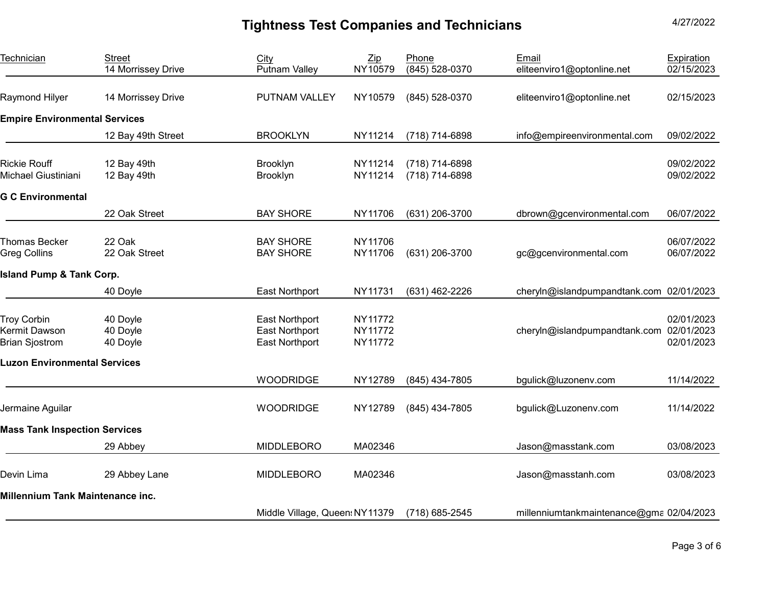# Tightness Test Companies and Technicians

4/27/2022

| Technician | Street | City | Zip | Phone | Email | Expiration |
|---|---|---|---|---|---|---|
| | 14 Morrissey Drive | Putnam Valley | NY10579 | (845) 528-0370 | eliteenviro1@optonline.net | 02/15/2023 |
| Raymond Hilyer | 14 Morrissey Drive | PUTNAM VALLEY | NY10579 | (845) 528-0370 | eliteenviro1@optonline.net | 02/15/2023 |
| **Empire Environmental Services** | | | | | | |
| | 12 Bay 49th Street | BROOKLYN | NY11214 | (718) 714-6898 | info@empireenvironmental.com | 09/02/2022 |
| Rickie Rouff | 12 Bay 49th | Brooklyn | NY11214 | (718) 714-6898 | | 09/02/2022 |
| Michael Giustiniani | 12 Bay 49th | Brooklyn | NY11214 | (718) 714-6898 | | 09/02/2022 |
| **G C Environmental** | | | | | | |
| | 22 Oak Street | BAY SHORE | NY11706 | (631) 206-3700 | dbrown@gcenvironmental.com | 06/07/2022 |
| Thomas Becker | 22 Oak | BAY SHORE | NY11706 | | | 06/07/2022 |
| Greg Collins | 22 Oak Street | BAY SHORE | NY11706 | (631) 206-3700 | gc@gcenvironmental.com | 06/07/2022 |
| **Island Pump & Tank Corp.** | | | | | | |
| | 40 Doyle | East Northport | NY11731 | (631) 462-2226 | cheryln@islandpumpandtank.com | 02/01/2023 |
| Troy Corbin | 40 Doyle | East Northport | NY11772 | | | 02/01/2023 |
| Kermit Dawson | 40 Doyle | East Northport | NY11772 | | cheryln@islandpumpandtank.com | 02/01/2023 |
| Brian Sjostrom | 40 Doyle | East Northport | NY11772 | | | 02/01/2023 |
| **Luzon Environmental Services** | | | | | | |
| | | WOODRIDGE | NY12789 | (845) 434-7805 | bgulick@luzonenv.com | 11/14/2022 |
| Jermaine Aguilar | | WOODRIDGE | NY12789 | (845) 434-7805 | bgulick@Luzonenv.com | 11/14/2022 |
| **Mass Tank Inspection Services** | | | | | | |
| | 29 Abbey | MIDDLEBORO | MA02346 | | Jason@masstank.com | 03/08/2023 |
| Devin Lima | 29 Abbey Lane | MIDDLEBORO | MA02346 | | Jason@masstanh.com | 03/08/2023 |
| **Millennium Tank Maintenance inc.** | | | | | | |
| | | Middle Village, Queens | NY11379 | (718) 685-2545 | millenniumtankmaintenance@gma | 02/04/2023 |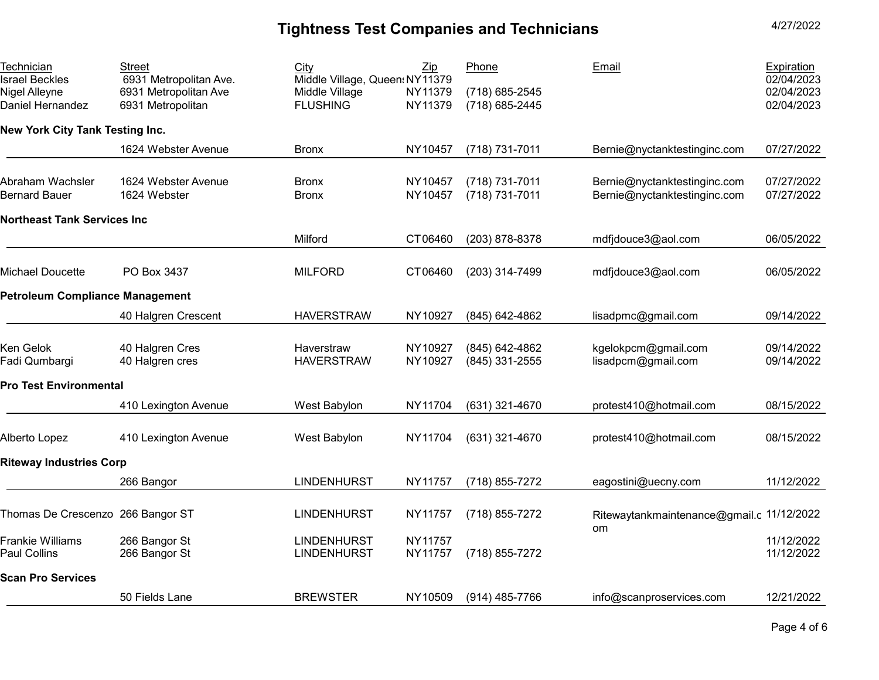# Tightness Test Companies and Technicians

4/27/2022

| Technician | Street | City | Zip | Phone | Email | Expiration |
|---|---|---|---|---|---|---|
| Israel Beckles | 6931 Metropolitan Ave. | Middle Village, Queens | NY11379 | | | 02/04/2023 |
| Nigel Alleyne | 6931 Metropolitan Ave | Middle Village | NY11379 | (718) 685-2545 | | 02/04/2023 |
| Daniel Hernandez | 6931 Metropolitan | FLUSHING | NY11379 | (718) 685-2445 | | 02/04/2023 |
| **New York City Tank Testing Inc.** | | | | | | |
| | 1624 Webster Avenue | Bronx | NY10457 | (718) 731-7011 | Bernie@nyctanktestinginc.com | 07/27/2022 |
| Abraham Wachsler | 1624 Webster Avenue | Bronx | NY10457 | (718) 731-7011 | Bernie@nyctanktestinginc.com | 07/27/2022 |
| Bernard Bauer | 1624 Webster | Bronx | NY10457 | (718) 731-7011 | Bernie@nyctanktestinginc.com | 07/27/2022 |
| **Northeast Tank Services Inc** | | | | | | |
| | | Milford | CT06460 | (203) 878-8378 | mdfjdouce3@aol.com | 06/05/2022 |
| Michael Doucette | PO Box 3437 | MILFORD | CT06460 | (203) 314-7499 | mdfjdouce3@aol.com | 06/05/2022 |
| **Petroleum Compliance Management** | | | | | | |
| | 40 Halgren Crescent | HAVERSTRAW | NY10927 | (845) 642-4862 | lisadpmc@gmail.com | 09/14/2022 |
| Ken Gelok | 40 Halgren Cres | Haverstraw | NY10927 | (845) 642-4862 | kgelokpcm@gmail.com | 09/14/2022 |
| Fadi Qumbargi | 40 Halgren cres | HAVERSTRAW | NY10927 | (845) 331-2555 | lisadpcm@gmail.com | 09/14/2022 |
| **Pro Test Environmental** | | | | | | |
| | 410 Lexington Avenue | West Babylon | NY11704 | (631) 321-4670 | protest410@hotmail.com | 08/15/2022 |
| Alberto Lopez | 410 Lexington Avenue | West Babylon | NY11704 | (631) 321-4670 | protest410@hotmail.com | 08/15/2022 |
| **Riteway Industries Corp** | | | | | | |
| | 266 Bangor | LINDENHURST | NY11757 | (718) 855-7272 | eagostini@uecny.com | 11/12/2022 |
| Thomas De Crescenzo | 266 Bangor ST | LINDENHURST | NY11757 | (718) 855-7272 | Ritewaytankmaintenance@gmail.com | 11/12/2022 |
| Frankie Williams | 266 Bangor St | LINDENHURST | NY11757 | | | 11/12/2022 |
| Paul Collins | 266 Bangor St | LINDENHURST | NY11757 | (718) 855-7272 | | 11/12/2022 |
| **Scan Pro Services** | | | | | | |
| | 50 Fields Lane | BREWSTER | NY10509 | (914) 485-7766 | info@scanproservices.com | 12/21/2022 |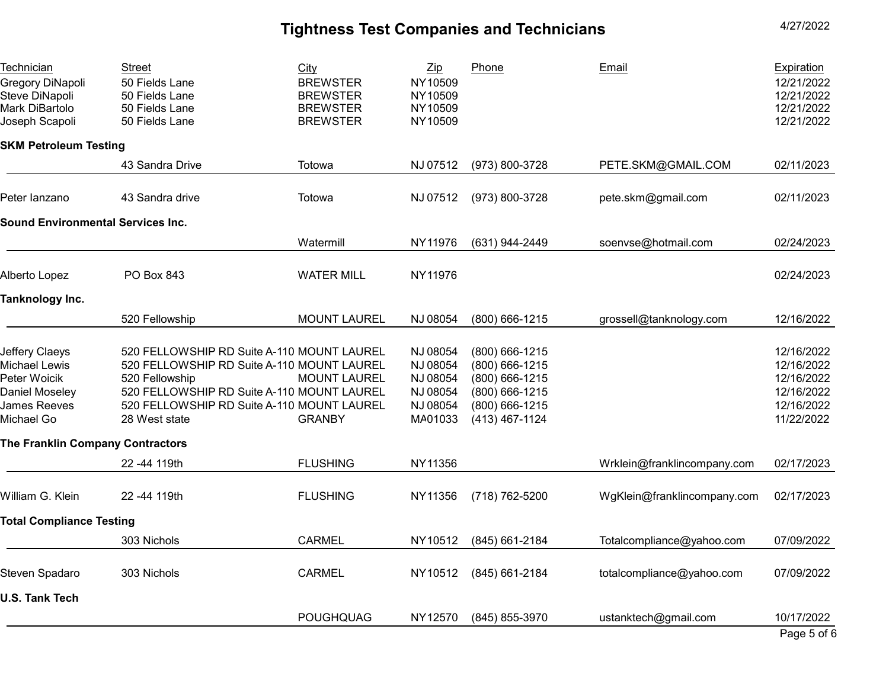# Tightness Test Companies and Technicians

4/27/2022

| Technician | Street | City | Zip | Phone | Email | Expiration |
|---|---|---|---|---|---|---|
| Gregory DiNapoli | 50 Fields Lane | BREWSTER | NY10509 | | | 12/21/2022 |
| Steve DiNapoli | 50 Fields Lane | BREWSTER | NY10509 | | | 12/21/2022 |
| Mark DiBartolo | 50 Fields Lane | BREWSTER | NY10509 | | | 12/21/2022 |
| Joseph Scapoli | 50 Fields Lane | BREWSTER | NY10509 | | | 12/21/2022 |
| **SKM Petroleum Testing** | | | | | | |
| | 43 Sandra Drive | Totowa | NJ 07512 | (973) 800-3728 | PETE.SKM@GMAIL.COM | 02/11/2023 |
| Peter Ianzano | 43 Sandra drive | Totowa | NJ 07512 | (973) 800-3728 | pete.skm@gmail.com | 02/11/2023 |
| **Sound Environmental Services Inc.** | | | | | | |
| | | Watermill | NY11976 | (631) 944-2449 | soenvse@hotmail.com | 02/24/2023 |
| Alberto Lopez | PO Box 843 | WATER MILL | NY11976 | | | 02/24/2023 |
| **Tanknology Inc.** | | | | | | |
| | 520 Fellowship | MOUNT LAUREL | NJ 08054 | (800) 666-1215 | grossell@tanknology.com | 12/16/2022 |
| Jeffery Claeys | 520 FELLOWSHIP RD Suite A-110 | MOUNT LAUREL | NJ 08054 | (800) 666-1215 | | 12/16/2022 |
| Michael Lewis | 520 FELLOWSHIP RD Suite A-110 | MOUNT LAUREL | NJ 08054 | (800) 666-1215 | | 12/16/2022 |
| Peter Woicik | 520 Fellowship | MOUNT LAUREL | NJ 08054 | (800) 666-1215 | | 12/16/2022 |
| Daniel Moseley | 520 FELLOWSHIP RD Suite A-110 | MOUNT LAUREL | NJ 08054 | (800) 666-1215 | | 12/16/2022 |
| James Reeves | 520 FELLOWSHIP RD Suite A-110 | MOUNT LAUREL | NJ 08054 | (800) 666-1215 | | 12/16/2022 |
| Michael Go | 28 West state | GRANBY | MA01033 | (413) 467-1124 | | 11/22/2022 |
| **The Franklin Company Contractors** | | | | | | |
| | 22 -44 119th | FLUSHING | NY11356 | | Wrklein@franklincompany.com | 02/17/2023 |
| William G. Klein | 22 -44 119th | FLUSHING | NY11356 | (718) 762-5200 | WgKlein@franklincompany.com | 02/17/2023 |
| **Total Compliance Testing** | | | | | | |
| | 303 Nichols | CARMEL | NY10512 | (845) 661-2184 | Totalcompliance@yahoo.com | 07/09/2022 |
| Steven Spadaro | 303 Nichols | CARMEL | NY10512 | (845) 661-2184 | totalcompliance@yahoo.com | 07/09/2022 |
| **U.S. Tank Tech** | | | | | | |
| | | POUGHQUAG | NY12570 | (845) 855-3970 | ustanktech@gmail.com | 10/17/2022 |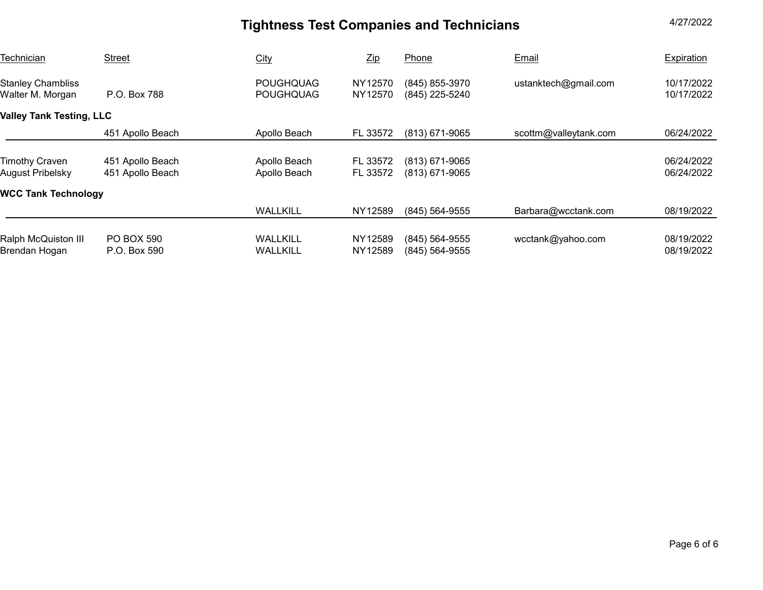# Tightness Test Companies and Technicians

4/27/2022

| Technician | Street | City | Zip | Phone | Email | Expiration |
|---|---|---|---|---|---|---|
| Stanley Chambliss | | POUGHQUAG | NY12570 | (845) 855-3970 | ustanktech@gmail.com | 10/17/2022 |
| Walter M. Morgan | P.O. Box 788 | POUGHQUAG | NY12570 | (845) 225-5240 | | 10/17/2022 |
| **Valley Tank Testing, LLC** | | | | | | |
| | 451 Apollo Beach | Apollo Beach | FL 33572 | (813) 671-9065 | scottm@valleytank.com | 06/24/2022 |
| Timothy Craven | 451 Apollo Beach | Apollo Beach | FL 33572 | (813) 671-9065 | | 06/24/2022 |
| August Pribelsky | 451 Apollo Beach | Apollo Beach | FL 33572 | (813) 671-9065 | | 06/24/2022 |
| **WCC Tank Technology** | | | | | | |
| | | WALLKILL | NY12589 | (845) 564-9555 | Barbara@wcctank.com | 08/19/2022 |
| Ralph McQuiston III | PO BOX 590 | WALLKILL | NY12589 | (845) 564-9555 | wcctank@yahoo.com | 08/19/2022 |
| Brendan Hogan | P.O. Box 590 | WALLKILL | NY12589 | (845) 564-9555 | | 08/19/2022 |